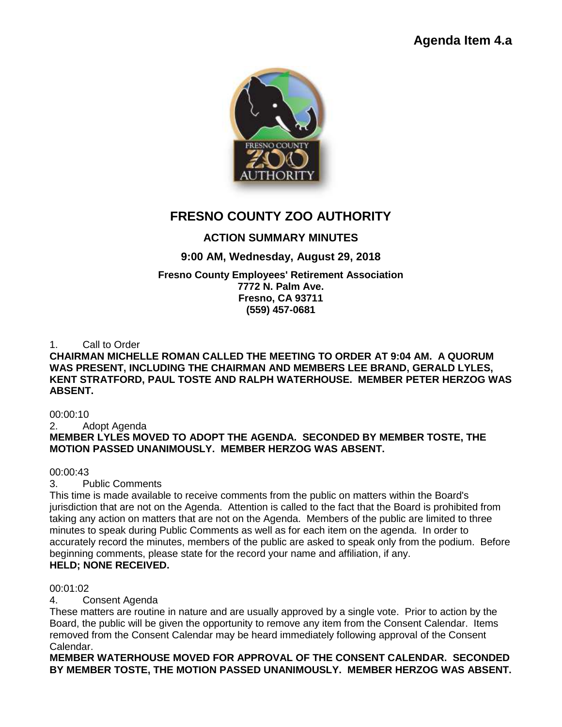Agenda Item 4.a

# FRESNO COUNTY ZOO AUTHORITY

## ACTION SUMMARY MINUTES

### 9:00 AM, Wednesday, August 29, 2018

**Fresno County Employees' Retirement Association**
**7772 N. Palm Ave.**
**Fresno, CA 93711**
**(559) 457-0681**

1. Call to Order

**CHAIRMAN MICHELLE ROMAN CALLED THE MEETING TO ORDER AT 9:04 AM. A QUORUM WAS PRESENT, INCLUDING THE CHAIRMAN AND MEMBERS LEE BRAND, GERALD LYLES, KENT STRATFORD, PAUL TOSTE AND RALPH WATERHOUSE. MEMBER PETER HERZOG WAS ABSENT.**

00:00:10

2. Adopt Agenda

**MEMBER LYLES MOVED TO ADOPT THE AGENDA. SECONDED BY MEMBER TOSTE, THE MOTION PASSED UNANIMOUSLY. MEMBER HERZOG WAS ABSENT.**

00:00:43

3. Public Comments

This time is made available to receive comments from the public on matters within the Board's jurisdiction that are not on the Agenda. Attention is called to the fact that the Board is prohibited from taking any action on matters that are not on the Agenda. Members of the public are limited to three minutes to speak during Public Comments as well as for each item on the agenda. In order to accurately record the minutes, members of the public are asked to speak only from the podium. Before beginning comments, please state for the record your name and affiliation, if any.

**HELD; NONE RECEIVED.**

00:01:02

4. Consent Agenda

These matters are routine in nature and are usually approved by a single vote. Prior to action by the Board, the public will be given the opportunity to remove any item from the Consent Calendar. Items removed from the Consent Calendar may be heard immediately following approval of the Consent Calendar.

**MEMBER WATERHOUSE MOVED FOR APPROVAL OF THE CONSENT CALENDAR. SECONDED BY MEMBER TOSTE, THE MOTION PASSED UNANIMOUSLY. MEMBER HERZOG WAS ABSENT.**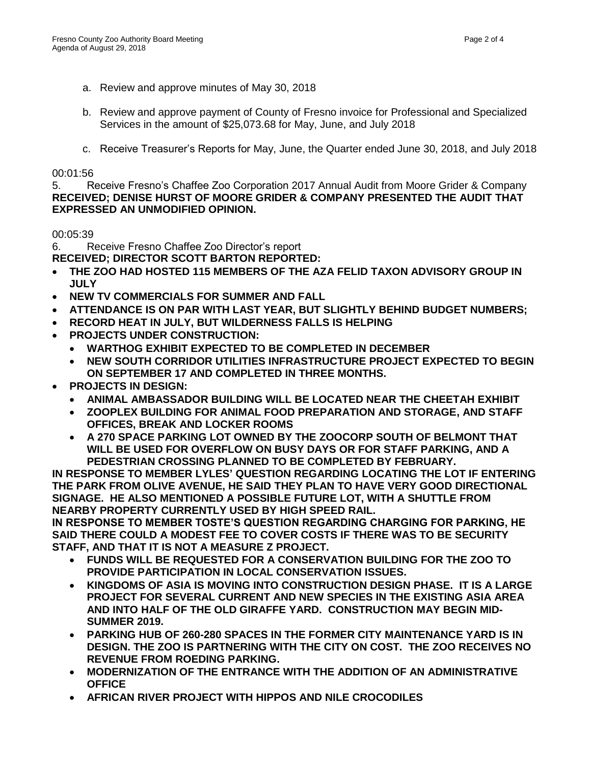a. Review and approve minutes of May 30, 2018

b. Review and approve payment of County of Fresno invoice for Professional and Specialized Services in the amount of $25,073.68 for May, June, and July 2018

c. Receive Treasurer's Reports for May, June, the Quarter ended June 30, 2018, and July 2018

00:01:56

5. Receive Fresno's Chaffee Zoo Corporation 2017 Annual Audit from Moore Grider & Company
**RECEIVED; DENISE HURST OF MOORE GRIDER & COMPANY PRESENTED THE AUDIT THAT EXPRESSED AN UNMODIFIED OPINION.**

00:05:39

6. Receive Fresno Chaffee Zoo Director's report
**RECEIVED; DIRECTOR SCOTT BARTON REPORTED:**

- **THE ZOO HAD HOSTED 115 MEMBERS OF THE AZA FELID TAXON ADVISORY GROUP IN JULY**
- **NEW TV COMMERCIALS FOR SUMMER AND FALL**
- **ATTENDANCE IS ON PAR WITH LAST YEAR, BUT SLIGHTLY BEHIND BUDGET NUMBERS;**
- **RECORD HEAT IN JULY, BUT WILDERNESS FALLS IS HELPING**
- **PROJECTS UNDER CONSTRUCTION:**
  - **WARTHOG EXHIBIT EXPECTED TO BE COMPLETED IN DECEMBER**
  - **NEW SOUTH CORRIDOR UTILITIES INFRASTRUCTURE PROJECT EXPECTED TO BEGIN ON SEPTEMBER 17 AND COMPLETED IN THREE MONTHS.**
- **PROJECTS IN DESIGN:**
  - **ANIMAL AMBASSADOR BUILDING WILL BE LOCATED NEAR THE CHEETAH EXHIBIT**
  - **ZOOPLEX BUILDING FOR ANIMAL FOOD PREPARATION AND STORAGE, AND STAFF OFFICES, BREAK AND LOCKER ROOMS**
  - **A 270 SPACE PARKING LOT OWNED BY THE ZOOCORP SOUTH OF BELMONT THAT WILL BE USED FOR OVERFLOW ON BUSY DAYS OR FOR STAFF PARKING, AND A PEDESTRIAN CROSSING PLANNED TO BE COMPLETED BY FEBRUARY.**

**IN RESPONSE TO MEMBER LYLES' QUESTION REGARDING LOCATING THE LOT IF ENTERING THE PARK FROM OLIVE AVENUE, HE SAID THEY PLAN TO HAVE VERY GOOD DIRECTIONAL SIGNAGE. HE ALSO MENTIONED A POSSIBLE FUTURE LOT, WITH A SHUTTLE FROM NEARBY PROPERTY CURRENTLY USED BY HIGH SPEED RAIL.**

**IN RESPONSE TO MEMBER TOSTE'S QUESTION REGARDING CHARGING FOR PARKING, HE SAID THERE COULD A MODEST FEE TO COVER COSTS IF THERE WAS TO BE SECURITY STAFF, AND THAT IT IS NOT A MEASURE Z PROJECT.**

- **FUNDS WILL BE REQUESTED FOR A CONSERVATION BUILDING FOR THE ZOO TO PROVIDE PARTICIPATION IN LOCAL CONSERVATION ISSUES.**
- **KINGDOMS OF ASIA IS MOVING INTO CONSTRUCTION DESIGN PHASE. IT IS A LARGE PROJECT FOR SEVERAL CURRENT AND NEW SPECIES IN THE EXISTING ASIA AREA AND INTO HALF OF THE OLD GIRAFFE YARD. CONSTRUCTION MAY BEGIN MID-SUMMER 2019.**
- **PARKING HUB OF 260-280 SPACES IN THE FORMER CITY MAINTENANCE YARD IS IN DESIGN. THE ZOO IS PARTNERING WITH THE CITY ON COST. THE ZOO RECEIVES NO REVENUE FROM ROEDING PARKING.**
- **MODERNIZATION OF THE ENTRANCE WITH THE ADDITION OF AN ADMINISTRATIVE OFFICE**
- **AFRICAN RIVER PROJECT WITH HIPPOS AND NILE CROCODILES**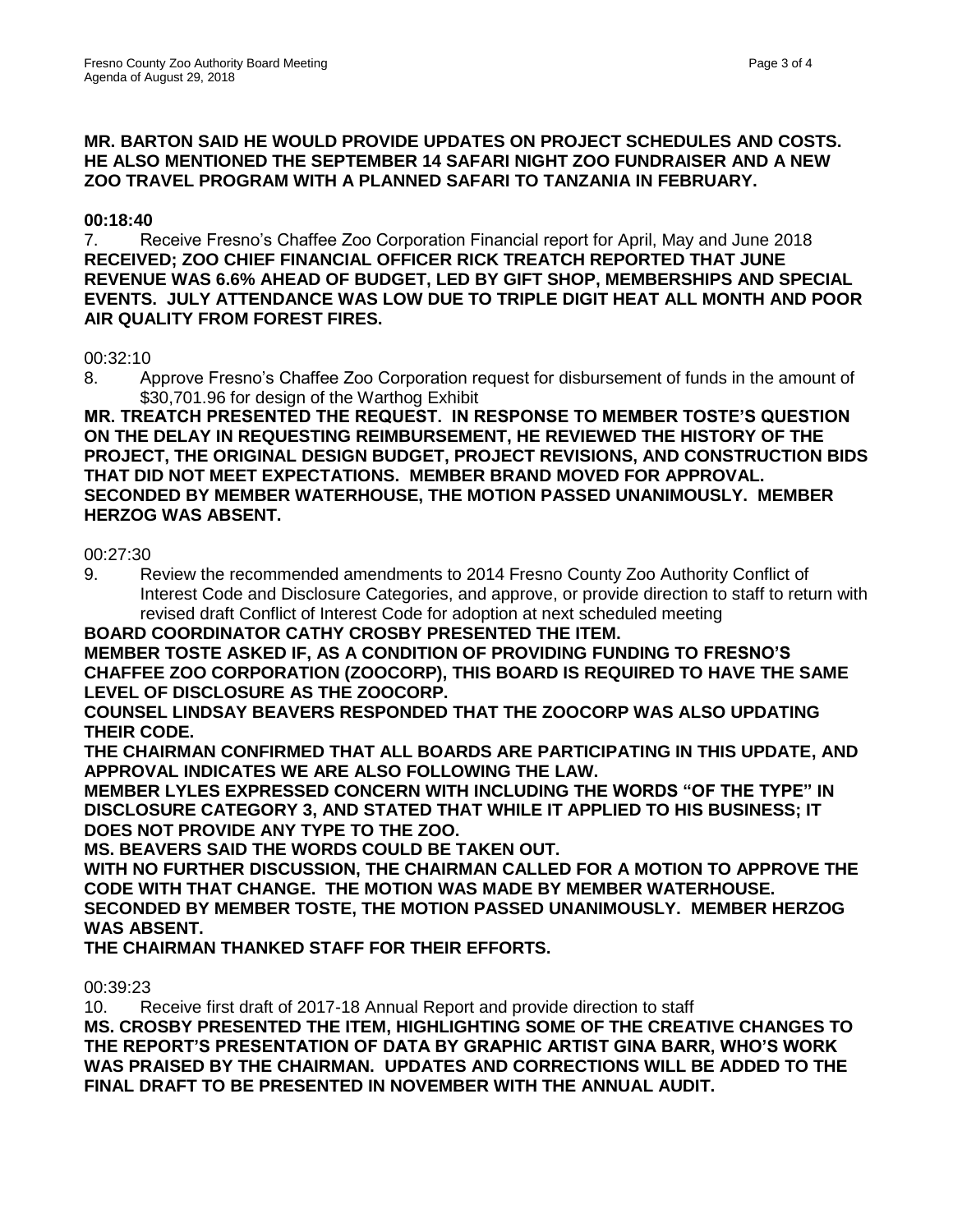**MR. BARTON SAID HE WOULD PROVIDE UPDATES ON PROJECT SCHEDULES AND COSTS. HE ALSO MENTIONED THE SEPTEMBER 14 SAFARI NIGHT ZOO FUNDRAISER AND A NEW ZOO TRAVEL PROGRAM WITH A PLANNED SAFARI TO TANZANIA IN FEBRUARY.**

**00:18:40**

7. Receive Fresno's Chaffee Zoo Corporation Financial report for April, May and June 2018
**RECEIVED; ZOO CHIEF FINANCIAL OFFICER RICK TREATCH REPORTED THAT JUNE REVENUE WAS 6.6% AHEAD OF BUDGET, LED BY GIFT SHOP, MEMBERSHIPS AND SPECIAL EVENTS. JULY ATTENDANCE WAS LOW DUE TO TRIPLE DIGIT HEAT ALL MONTH AND POOR AIR QUALITY FROM FOREST FIRES.**

00:32:10

8. Approve Fresno's Chaffee Zoo Corporation request for disbursement of funds in the amount of $30,701.96 for design of the Warthog Exhibit
**MR. TREATCH PRESENTED THE REQUEST. IN RESPONSE TO MEMBER TOSTE'S QUESTION ON THE DELAY IN REQUESTING REIMBURSEMENT, HE REVIEWED THE HISTORY OF THE PROJECT, THE ORIGINAL DESIGN BUDGET, PROJECT REVISIONS, AND CONSTRUCTION BIDS THAT DID NOT MEET EXPECTATIONS. MEMBER BRAND MOVED FOR APPROVAL. SECONDED BY MEMBER WATERHOUSE, THE MOTION PASSED UNANIMOUSLY. MEMBER HERZOG WAS ABSENT.**

00:27:30

9. Review the recommended amendments to 2014 Fresno County Zoo Authority Conflict of Interest Code and Disclosure Categories, and approve, or provide direction to staff to return with revised draft Conflict of Interest Code for adoption at next scheduled meeting
**BOARD COORDINATOR CATHY CROSBY PRESENTED THE ITEM.**
**MEMBER TOSTE ASKED IF, AS A CONDITION OF PROVIDING FUNDING TO FRESNO'S CHAFFEE ZOO CORPORATION (ZOOCORP), THIS BOARD IS REQUIRED TO HAVE THE SAME LEVEL OF DISCLOSURE AS THE ZOOCORP.**
**COUNSEL LINDSAY BEAVERS RESPONDED THAT THE ZOOCORP WAS ALSO UPDATING THEIR CODE.**
**THE CHAIRMAN CONFIRMED THAT ALL BOARDS ARE PARTICIPATING IN THIS UPDATE, AND APPROVAL INDICATES WE ARE ALSO FOLLOWING THE LAW.**
**MEMBER LYLES EXPRESSED CONCERN WITH INCLUDING THE WORDS "OF THE TYPE" IN DISCLOSURE CATEGORY 3, AND STATED THAT WHILE IT APPLIED TO HIS BUSINESS; IT DOES NOT PROVIDE ANY TYPE TO THE ZOO.**
**MS. BEAVERS SAID THE WORDS COULD BE TAKEN OUT.**
**WITH NO FURTHER DISCUSSION, THE CHAIRMAN CALLED FOR A MOTION TO APPROVE THE CODE WITH THAT CHANGE. THE MOTION WAS MADE BY MEMBER WATERHOUSE. SECONDED BY MEMBER TOSTE, THE MOTION PASSED UNANIMOUSLY. MEMBER HERZOG WAS ABSENT.**
**THE CHAIRMAN THANKED STAFF FOR THEIR EFFORTS.**

00:39:23

10. Receive first draft of 2017-18 Annual Report and provide direction to staff
**MS. CROSBY PRESENTED THE ITEM, HIGHLIGHTING SOME OF THE CREATIVE CHANGES TO THE REPORT'S PRESENTATION OF DATA BY GRAPHIC ARTIST GINA BARR, WHO'S WORK WAS PRAISED BY THE CHAIRMAN. UPDATES AND CORRECTIONS WILL BE ADDED TO THE FINAL DRAFT TO BE PRESENTED IN NOVEMBER WITH THE ANNUAL AUDIT.**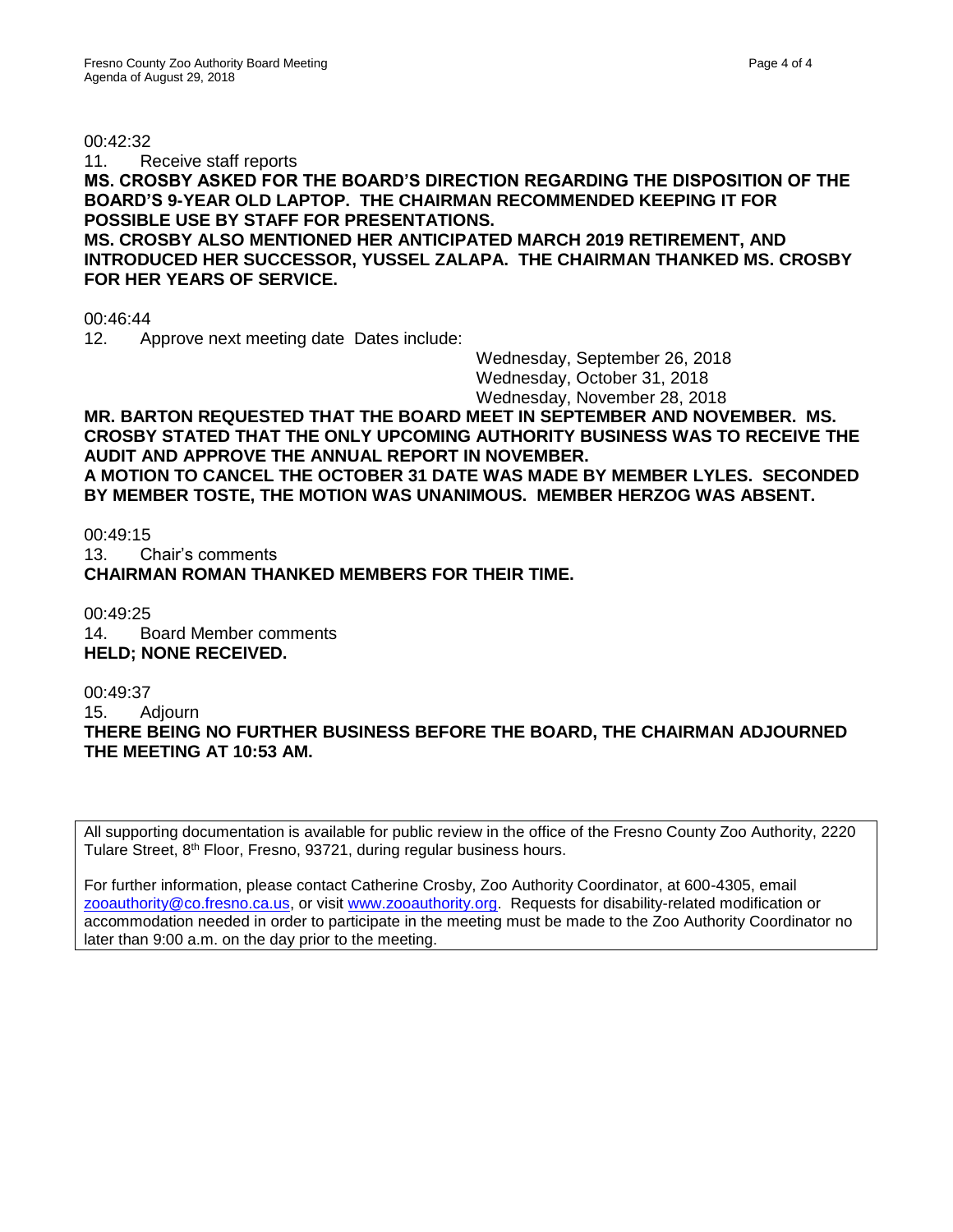00:42:32

11. Receive staff reports

**MS. CROSBY ASKED FOR THE BOARD'S DIRECTION REGARDING THE DISPOSITION OF THE BOARD'S 9-YEAR OLD LAPTOP. THE CHAIRMAN RECOMMENDED KEEPING IT FOR POSSIBLE USE BY STAFF FOR PRESENTATIONS.**

**MS. CROSBY ALSO MENTIONED HER ANTICIPATED MARCH 2019 RETIREMENT, AND INTRODUCED HER SUCCESSOR, YUSSEL ZALAPA. THE CHAIRMAN THANKED MS. CROSBY FOR HER YEARS OF SERVICE.**

00:46:44

12. Approve next meeting date Dates include:

Wednesday, September 26, 2018
Wednesday, October 31, 2018
Wednesday, November 28, 2018

**MR. BARTON REQUESTED THAT THE BOARD MEET IN SEPTEMBER AND NOVEMBER. MS. CROSBY STATED THAT THE ONLY UPCOMING AUTHORITY BUSINESS WAS TO RECEIVE THE AUDIT AND APPROVE THE ANNUAL REPORT IN NOVEMBER.**

**A MOTION TO CANCEL THE OCTOBER 31 DATE WAS MADE BY MEMBER LYLES. SECONDED BY MEMBER TOSTE, THE MOTION WAS UNANIMOUS. MEMBER HERZOG WAS ABSENT.**

00:49:15

13. Chair's comments

**CHAIRMAN ROMAN THANKED MEMBERS FOR THEIR TIME.**

00:49:25

14. Board Member comments

**HELD; NONE RECEIVED.**

00:49:37

15. Adjourn

**THERE BEING NO FURTHER BUSINESS BEFORE THE BOARD, THE CHAIRMAN ADJOURNED THE MEETING AT 10:53 AM.**

All supporting documentation is available for public review in the office of the Fresno County Zoo Authority, 2220 Tulare Street, 8th Floor, Fresno, 93721, during regular business hours.

For further information, please contact Catherine Crosby, Zoo Authority Coordinator, at 600-4305, email zooauthority@co.fresno.ca.us, or visit www.zooauthority.org. Requests for disability-related modification or accommodation needed in order to participate in the meeting must be made to the Zoo Authority Coordinator no later than 9:00 a.m. on the day prior to the meeting.